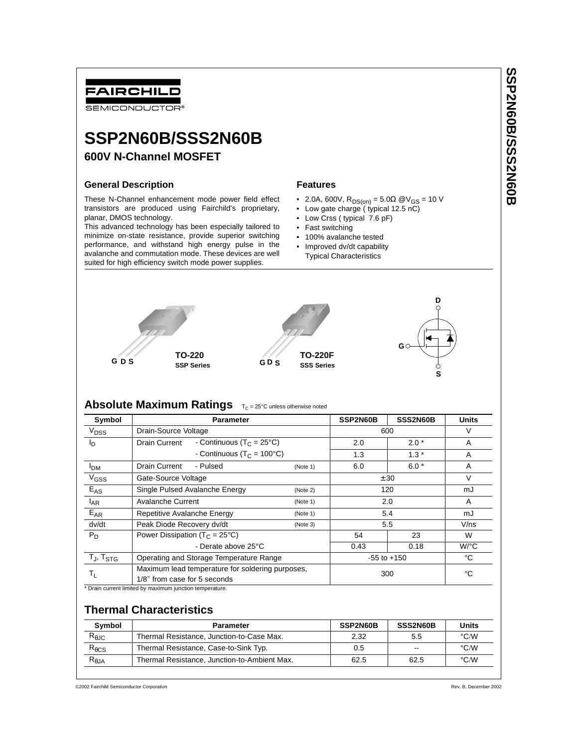FAIRCHILD SEMICONDUCTOR®

# SSP2N60B/SSS2N60B

## 600V N-Channel MOSFET

### General Description

These N-Channel enhancement mode power field effect transistors are produced using Fairchild's proprietary, planar, DMOS technology.

This advanced technology has been especially tailored to minimize on-state resistance, provide superior switching performance, and withstand high energy pulse in the avalanche and commutation mode. These devices are well suited for high efficiency switch mode power supplies.

### Features

- 2.0A, 600V, $R_{DS(on)}$ = 5.0Ω @$V_{GS}$ = 10 V
- Low gate charge ( typical 12.5 nC)
- Low Crss ( typical 7.6 pF)
- Fast switching
- 100% avalanche tested
- Improved dv/dt capability
  Typical Characteristics

G D S **TO-220** **SSP Series**

G D S **TO-220F** **SSS Series**

D, G, S

## Absolute Maximum Ratings $T_C$ = 25°C unless otherwise noted

| Symbol | Parameter | | SSP2N60B | SSS2N60B | Units |
|---|---|---|---|---|---|
| $V_{DSS}$ | Drain-Source Voltage | | 600 | | V |
| $I_D$ | Drain Current - Continuous ($T_C$ = 25°C) | | 2.0 | 2.0 * | A |
| | - Continuous ($T_C$ = 100°C) | | 1.3 | 1.3 * | A |
| $I_{DM}$ | Drain Current - Pulsed | (Note 1) | 6.0 | 6.0 * | A |
| $V_{GSS}$ | Gate-Source Voltage | | ± 30 | | V |
| $E_{AS}$ | Single Pulsed Avalanche Energy | (Note 2) | 120 | | mJ |
| $I_{AR}$ | Avalanche Current | (Note 1) | 2.0 | | A |
| $E_{AR}$ | Repetitive Avalanche Energy | (Note 1) | 5.4 | | mJ |
| dv/dt | Peak Diode Recovery dv/dt | (Note 3) | 5.5 | | V/ns |
| $P_D$ | Power Dissipation ($T_C$ = 25°C) | | 54 | 23 | W |
| | - Derate above 25°C | | 0.43 | 0.18 | W/°C |
| $T_J$, $T_{STG}$ | Operating and Storage Temperature Range | | -55 to +150 | | °C |
| $T_L$ | Maximum lead temperature for soldering purposes, 1/8" from case for 5 seconds | | 300 | | °C |

\* Drain current limited by maximum junction temperature.

## Thermal Characteristics

| Symbol | Parameter | SSP2N60B | SSS2N60B | Units |
|---|---|---|---|---|
| $R_{\theta JC}$ | Thermal Resistance, Junction-to-Case Max. | 2.32 | 5.5 | °C/W |
| $R_{\theta CS}$ | Thermal Resistance, Case-to-Sink Typ. | 0.5 | -- | °C/W |
| $R_{\theta JA}$ | Thermal Resistance, Junction-to-Ambient Max. | 62.5 | 62.5 | °C/W |

©2002 Fairchild Semiconductor Corporation Rev. B, December 2002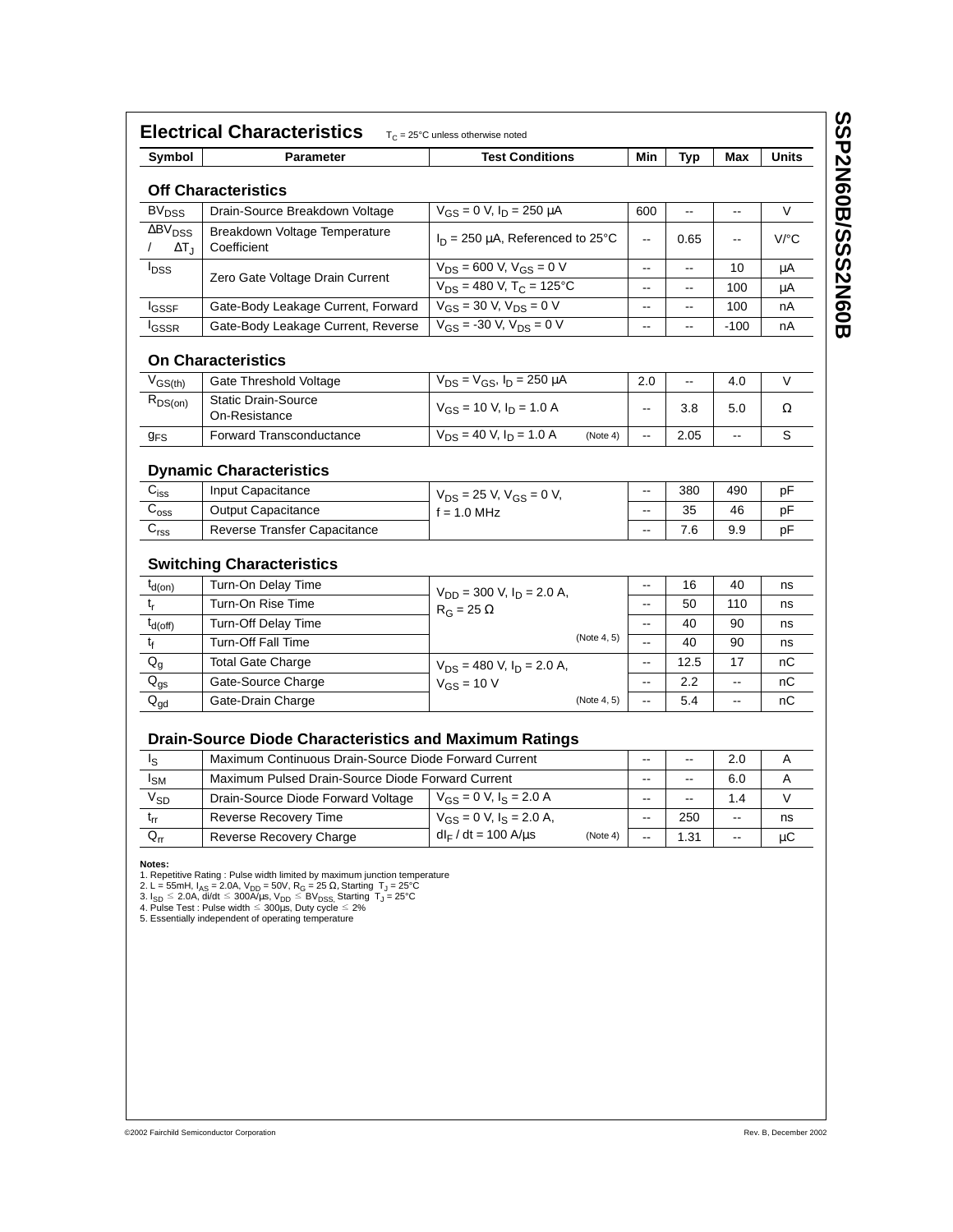## Electrical Characteristics

$T_C$ = 25°C unless otherwise noted

| Symbol | Parameter | Test Conditions | Min | Typ | Max | Units |
|---|---|---|---|---|---|---|
| **Off Characteristics** | | | | | | |
| $BV_{DSS}$ | Drain-Source Breakdown Voltage | $V_{GS}$ = 0 V, $I_D$ = 250 µA | 600 | -- | -- | V |
| $\Delta BV_{DSS} / \Delta T_J$ | Breakdown Voltage Temperature Coefficient | $I_D$ = 250 µA, Referenced to 25°C | -- | 0.65 | -- | V/°C |
| $I_{DSS}$ | Zero Gate Voltage Drain Current | $V_{DS}$ = 600 V, $V_{GS}$ = 0 V | -- | -- | 10 | µA |
| | | $V_{DS}$ = 480 V, $T_C$ = 125°C | -- | -- | 100 | µA |
| $I_{GSSF}$ | Gate-Body Leakage Current, Forward | $V_{GS}$ = 30 V, $V_{DS}$ = 0 V | -- | -- | 100 | nA |
| $I_{GSSR}$ | Gate-Body Leakage Current, Reverse | $V_{GS}$ = -30 V, $V_{DS}$ = 0 V | -- | -- | -100 | nA |
| **On Characteristics** | | | | | | |
| $V_{GS(th)}$ | Gate Threshold Voltage | $V_{DS} = V_{GS}$, $I_D$ = 250 µA | 2.0 | -- | 4.0 | V |
| $R_{DS(on)}$ | Static Drain-Source On-Resistance | $V_{GS}$ = 10 V, $I_D$ = 1.0 A | -- | 3.8 | 5.0 | Ω |
| $g_{FS}$ | Forward Transconductance | $V_{DS}$ = 40 V, $I_D$ = 1.0 A (Note 4) | -- | 2.05 | -- | S |
| **Dynamic Characteristics** | | | | | | |
| $C_{iss}$ | Input Capacitance | $V_{DS}$ = 25 V, $V_{GS}$ = 0 V, f = 1.0 MHz | -- | 380 | 490 | pF |
| $C_{oss}$ | Output Capacitance | | -- | 35 | 46 | pF |
| $C_{rss}$ | Reverse Transfer Capacitance | | -- | 7.6 | 9.9 | pF |
| **Switching Characteristics** | | | | | | |
| $t_{d(on)}$ | Turn-On Delay Time | $V_{DD}$ = 300 V, $I_D$ = 2.0 A, $R_G$ = 25 Ω (Note 4, 5) | -- | 16 | 40 | ns |
| $t_r$ | Turn-On Rise Time | | -- | 50 | 110 | ns |
| $t_{d(off)}$ | Turn-Off Delay Time | | -- | 40 | 90 | ns |
| $t_f$ | Turn-Off Fall Time | | -- | 40 | 90 | ns |
| $Q_g$ | Total Gate Charge | $V_{DS}$ = 480 V, $I_D$ = 2.0 A, $V_{GS}$ = 10 V (Note 4, 5) | -- | 12.5 | 17 | nC |
| $Q_{gs}$ | Gate-Source Charge | | -- | 2.2 | -- | nC |
| $Q_{gd}$ | Gate-Drain Charge | | -- | 5.4 | -- | nC |
| **Drain-Source Diode Characteristics and Maximum Ratings** | | | | | | |
| $I_S$ | Maximum Continuous Drain-Source Diode Forward Current | | -- | -- | 2.0 | A |
| $I_{SM}$ | Maximum Pulsed Drain-Source Diode Forward Current | | -- | -- | 6.0 | A |
| $V_{SD}$ | Drain-Source Diode Forward Voltage | $V_{GS}$ = 0 V, $I_S$ = 2.0 A | -- | -- | 1.4 | V |
| $t_{rr}$ | Reverse Recovery Time | $V_{GS}$ = 0 V, $I_S$ = 2.0 A, $dI_F / dt$ = 100 A/µs (Note 4) | -- | 250 | -- | ns |
| $Q_{rr}$ | Reverse Recovery Charge | | -- | 1.31 | -- | µC |

**Notes:**
1. Repetitive Rating : Pulse width limited by maximum junction temperature
2. L = 55mH, $I_{AS}$ = 2.0A, $V_{DD}$ = 50V, $R_G$ = 25 Ω, Starting $T_J$ = 25°C
3. $I_{SD} \leq$ 2.0A, di/dt $\leq$ 300A/µs, $V_{DD} \leq BV_{DSS}$, Starting $T_J$ = 25°C
4. Pulse Test : Pulse width $\leq$ 300µs, Duty cycle $\leq$ 2%
5. Essentially independent of operating temperature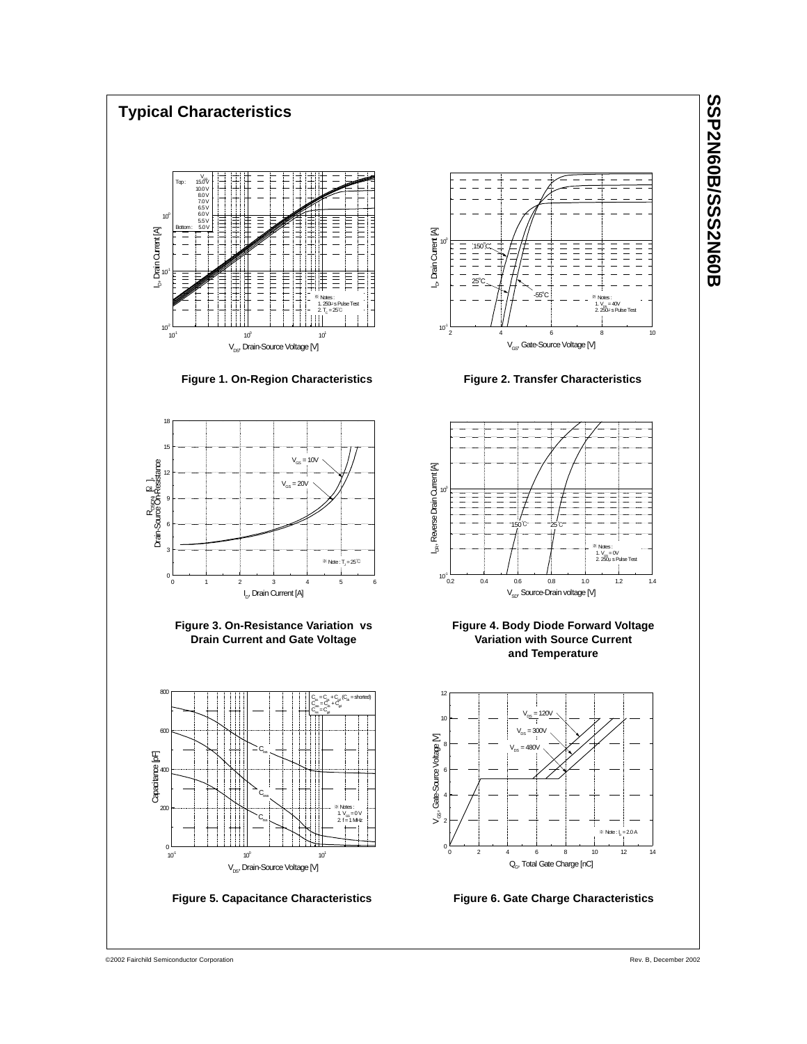## Typical Characteristics

Figure 1. On-Region Characteristics

Figure 2. Transfer Characteristics

Figure 3. On-Resistance Variation vs Drain Current and Gate Voltage

Figure 4. Body Diode Forward Voltage Variation with Source Current and Temperature

Figure 5. Capacitance Characteristics

Figure 6. Gate Charge Characteristics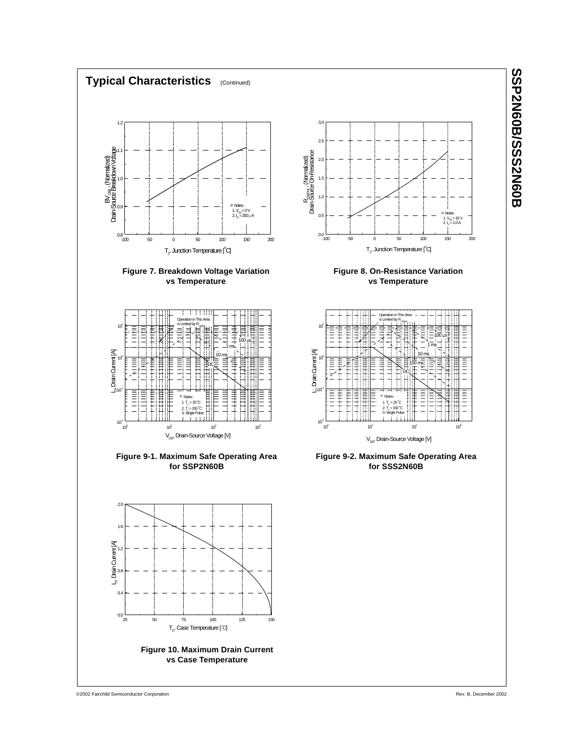## Typical Characteristics (Continued)

Figure 7. Breakdown Voltage Variation vs Temperature

Figure 8. On-Resistance Variation vs Temperature

Figure 9-1. Maximum Safe Operating Area for SSP2N60B

Figure 9-2. Maximum Safe Operating Area for SSS2N60B

Figure 10. Maximum Drain Current vs Case Temperature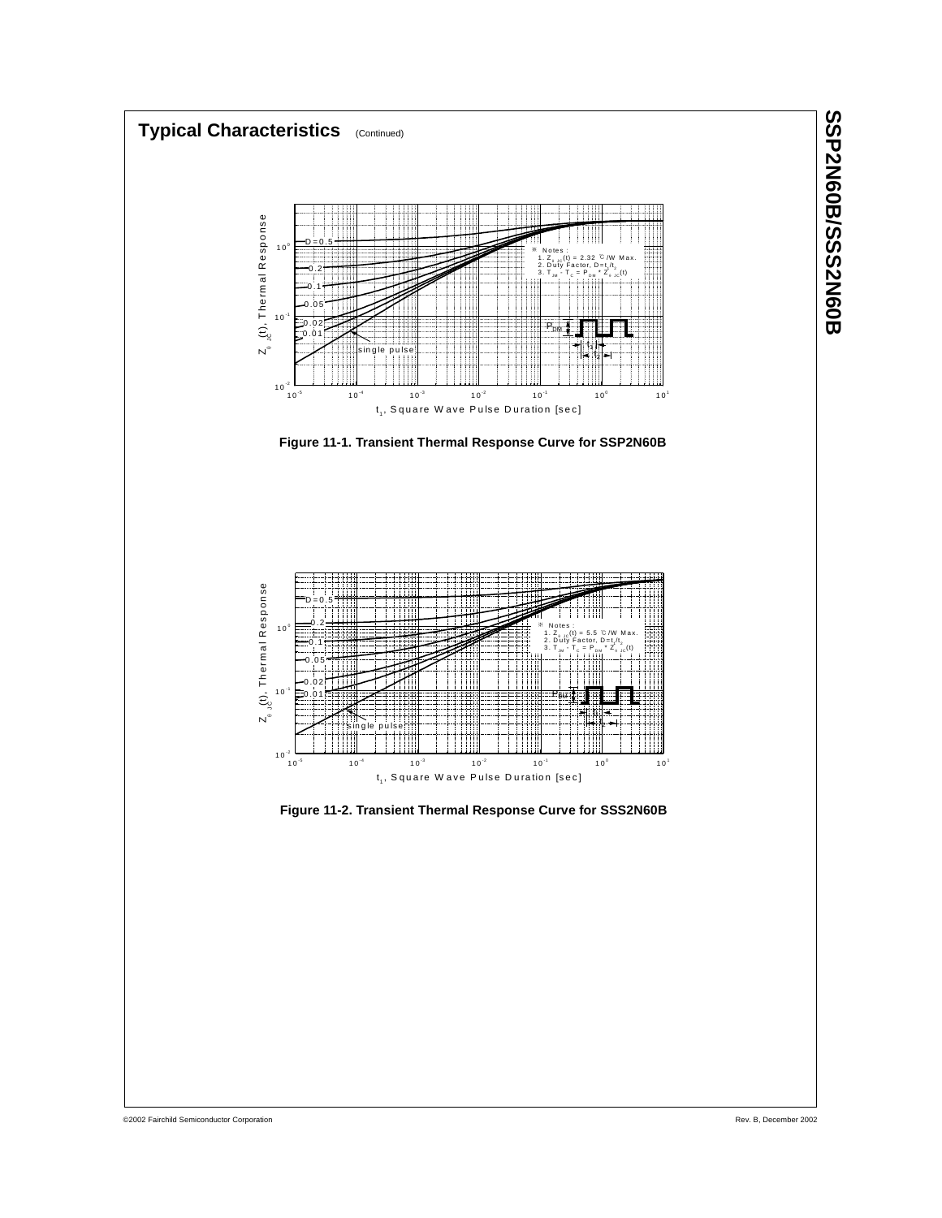## Typical Characteristics (Continued)

※ Notes :
1. $Z_{\theta JC}(t) = 2.32$ ℃/W Max.
2. Duty Factor, $D=t_1/t_2$
3. $T_{JM} - T_C = P_{DM} * Z_{\theta JC}(t)$

**Figure 11-1. Transient Thermal Response Curve for SSP2N60B**

※ Notes :
1. $Z_{\theta JC}(t) = 5.5$ ℃/W Max.
2. Duty Factor, $D=t_1/t_2$
3. $T_{JM} - T_C = P_{DM} * Z_{\theta JC}(t)$

**Figure 11-2. Transient Thermal Response Curve for SSS2N60B**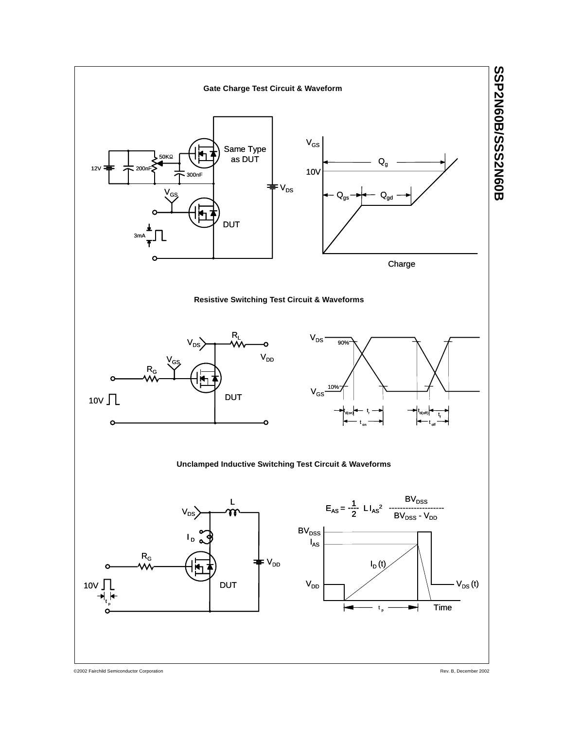### Gate Charge Test Circuit & Waveform

### Resistive Switching Test Circuit & Waveforms

### Unclamped Inductive Switching Test Circuit & Waveforms

$$E_{AS} = \frac{1}{2} L I_{AS}^2 \frac{BV_{DSS}}{BV_{DSS} - V_{DD}}$$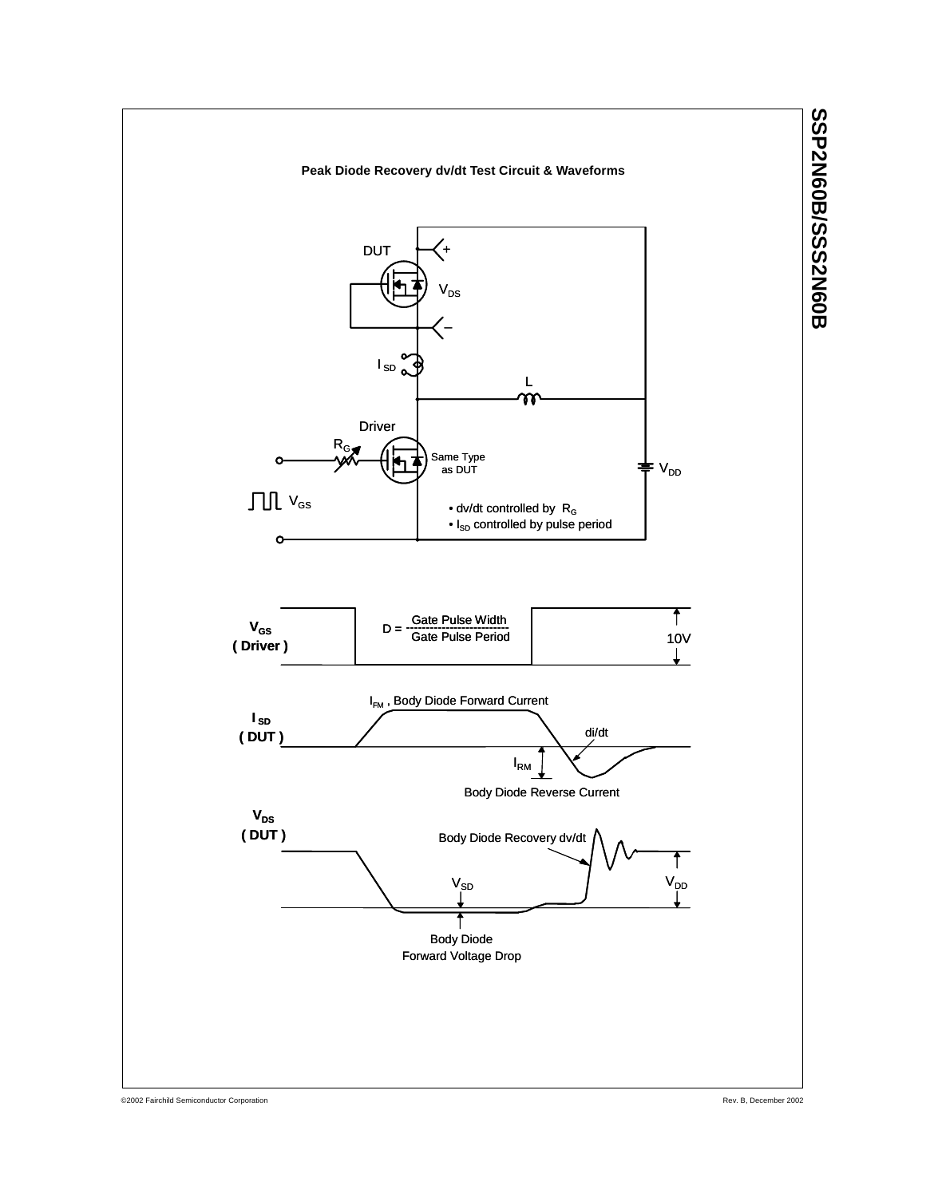### Peak Diode Recovery dv/dt Test Circuit & Waveforms

DUT

$V_{DS}$

$I_{SD}$

L

Driver

$R_G$

Same Type as DUT

$V_{DD}$

$V_{GS}$

- dv/dt controlled by $R_G$
- $I_{SD}$ controlled by pulse period

$V_{GS}$ ( Driver )

$$D = \frac{\text{Gate Pulse Width}}{\text{Gate Pulse Period}}$$

10V

$I_{SD}$ ( DUT )

$I_{FM}$ , Body Diode Forward Current

di/dt

$I_{RM}$

Body Diode Reverse Current

$V_{DS}$ ( DUT )

Body Diode Recovery dv/dt

$V_{SD}$

$V_{DD}$

Body Diode Forward Voltage Drop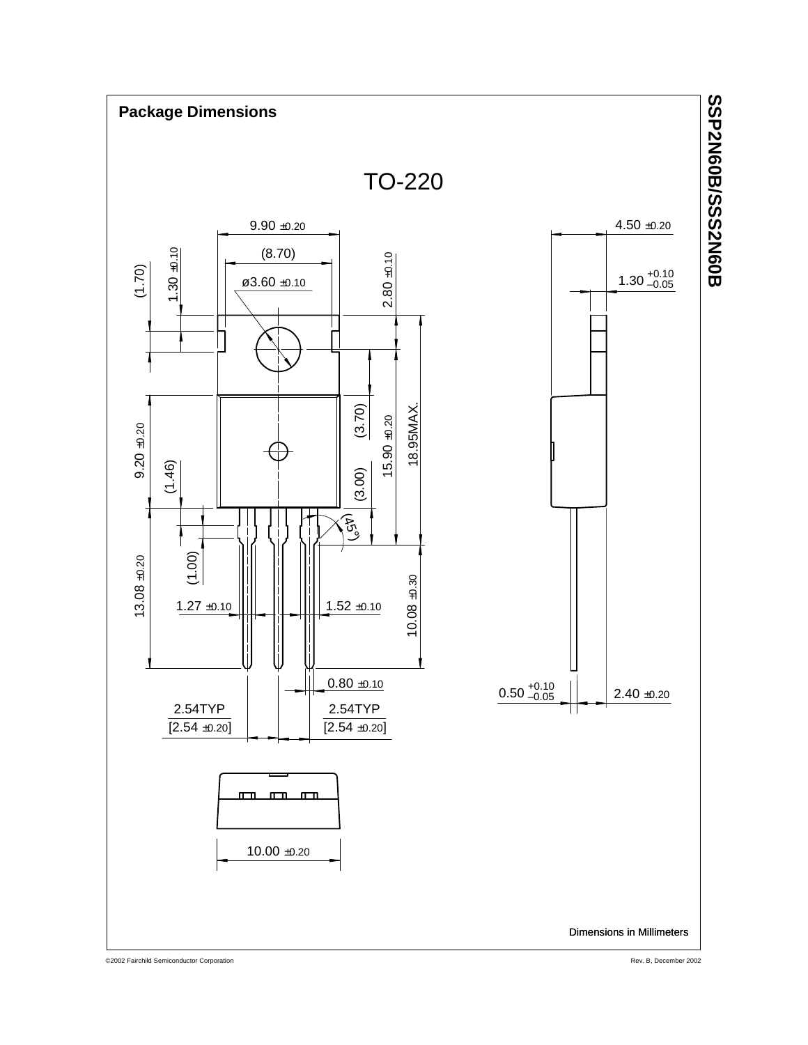## Package Dimensions

TO-220

9.90 ±0.20

(8.70)

ø3.60 ±0.10

(1.70)

1.30 ±0.10

2.80 ±0.10

4.50 ±0.20

1.30 $^{+0.10}_{-0.05}$

9.20 ±0.20

(1.46)

(3.70)

(3.00)

15.90 ±0.20

18.95MAX.

(45°)

(1.00)

13.08 ±0.20

1.27 ±0.10

1.52 ±0.10

10.08 ±0.30

0.80 ±0.10

0.50 $^{+0.10}_{-0.05}$

2.40 ±0.20

2.54TYP
[2.54 ±0.20]

2.54TYP
[2.54 ±0.20]

10.00 ±0.20

Dimensions in Millimeters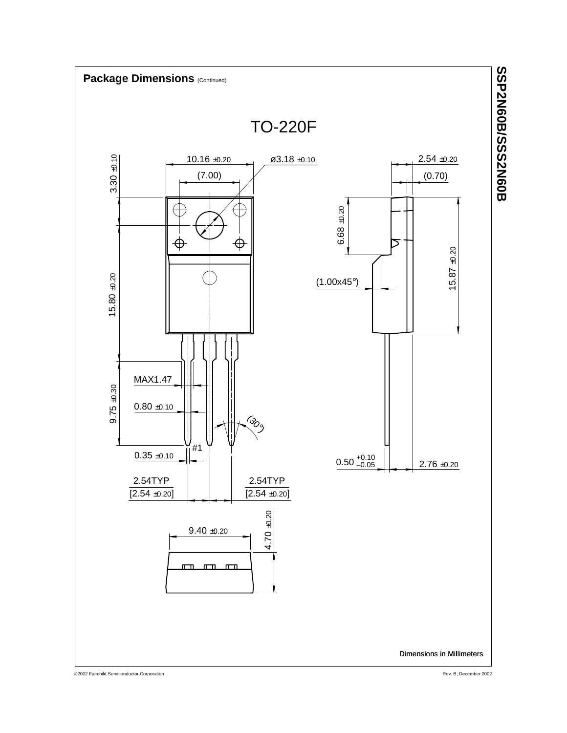## Package Dimensions (Continued)

TO-220F

10.16 ±0.20

ø3.18 ±0.10

(7.00)

3.30 ±0.10

15.80 ±0.20

MAX1.47

0.80 ±0.10

9.75 ±0.30

(30°)

#1

0.35 ±0.10

2.54TYP
[2.54 ±0.20]

2.54TYP
[2.54 ±0.20]

9.40 ±0.20

4.70 ±0.20

2.54 ±0.20

(0.70)

6.68 ±0.20

15.87 ±0.20

(1.00x45°)

0.50 $^{+0.10}_{-0.05}$

2.76 ±0.20

Dimensions in Millimeters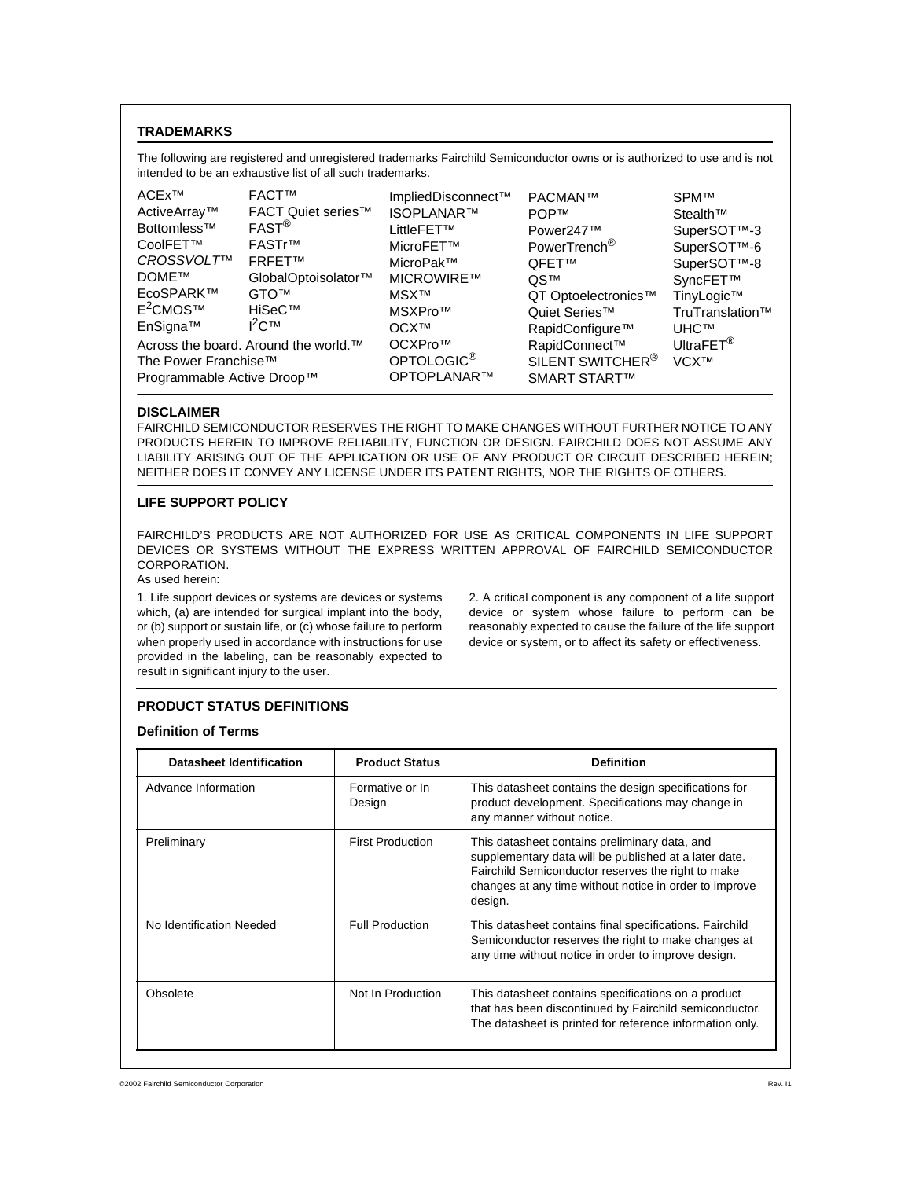## TRADEMARKS

The following are registered and unregistered trademarks Fairchild Semiconductor owns or is authorized to use and is not intended to be an exhaustive list of all such trademarks.

ACEx™
ActiveArray™
Bottomless™
CoolFET™
*CROSSVOLT*™
DOME™
EcoSPARK™
$E^2$CMOS™
EnSigna™
FACT™
FACT Quiet series™
FAST®
FASTr™
FRFET™
GlobalOptoisolator™
GTO™
HiSeC™
$I^2$C™
Across the board. Around the world.™
The Power Franchise™
Programmable Active Droop™
ImpliedDisconnect™
ISOPLANAR™
LittleFET™
MicroFET™
MicroPak™
MICROWIRE™
MSX™
MSXPro™
OCX™
OCXPro™
OPTOLOGIC®
OPTOPLANAR™
PACMAN™
POP™
Power247™
PowerTrench®
QFET™
QS™
QT Optoelectronics™
Quiet Series™
RapidConfigure™
RapidConnect™
SILENT SWITCHER®
SMART START™
SPM™
Stealth™
SuperSOT™-3
SuperSOT™-6
SuperSOT™-8
SyncFET™
TinyLogic™
TruTranslation™
UHC™
UltraFET®
VCX™

## DISCLAIMER

FAIRCHILD SEMICONDUCTOR RESERVES THE RIGHT TO MAKE CHANGES WITHOUT FURTHER NOTICE TO ANY PRODUCTS HEREIN TO IMPROVE RELIABILITY, FUNCTION OR DESIGN. FAIRCHILD DOES NOT ASSUME ANY LIABILITY ARISING OUT OF THE APPLICATION OR USE OF ANY PRODUCT OR CIRCUIT DESCRIBED HEREIN; NEITHER DOES IT CONVEY ANY LICENSE UNDER ITS PATENT RIGHTS, NOR THE RIGHTS OF OTHERS.

## LIFE SUPPORT POLICY

FAIRCHILD'S PRODUCTS ARE NOT AUTHORIZED FOR USE AS CRITICAL COMPONENTS IN LIFE SUPPORT DEVICES OR SYSTEMS WITHOUT THE EXPRESS WRITTEN APPROVAL OF FAIRCHILD SEMICONDUCTOR CORPORATION.
As used herein:

1. Life support devices or systems are devices or systems which, (a) are intended for surgical implant into the body, or (b) support or sustain life, or (c) whose failure to perform when properly used in accordance with instructions for use provided in the labeling, can be reasonably expected to result in significant injury to the user.

2. A critical component is any component of a life support device or system whose failure to perform can be reasonably expected to cause the failure of the life support device or system, or to affect its safety or effectiveness.

## PRODUCT STATUS DEFINITIONS

### Definition of Terms

| Datasheet Identification | Product Status | Definition |
|---|---|---|
| Advance Information | Formative or In Design | This datasheet contains the design specifications for product development. Specifications may change in any manner without notice. |
| Preliminary | First Production | This datasheet contains preliminary data, and supplementary data will be published at a later date. Fairchild Semiconductor reserves the right to make changes at any time without notice in order to improve design. |
| No Identification Needed | Full Production | This datasheet contains final specifications. Fairchild Semiconductor reserves the right to make changes at any time without notice in order to improve design. |
| Obsolete | Not In Production | This datasheet contains specifications on a product that has been discontinued by Fairchild semiconductor. The datasheet is printed for reference information only. |

©2002 Fairchild Semiconductor Corporation Rev. I1